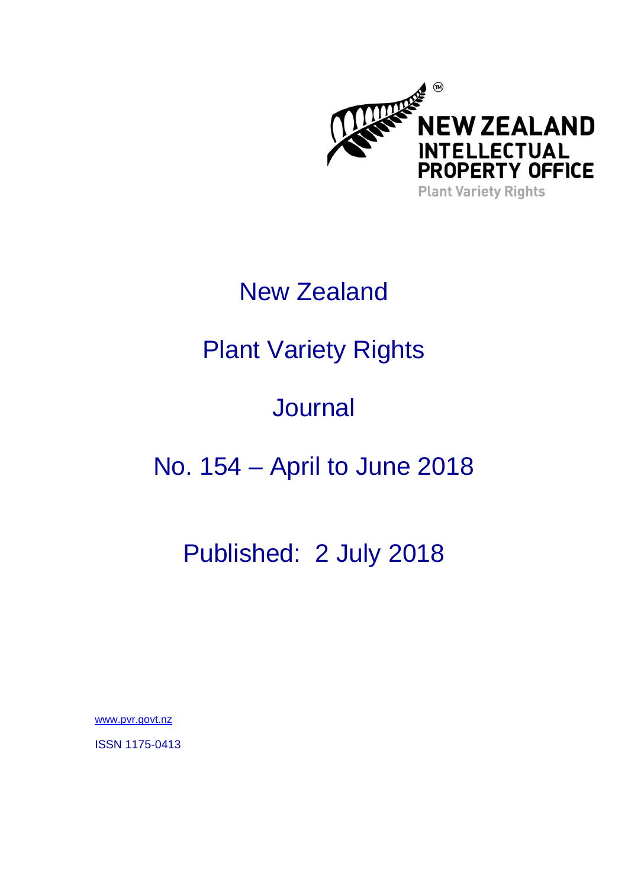NEW ZEALAND INTELLECTUAL PROPERTY OFFICE

Plant Variety Rights

# New Zealand

# Plant Variety Rights

# Journal

# No. 154 – April to June 2018

## Published: 2 July 2018

www.pvr.govt.nz

ISSN 1175-0413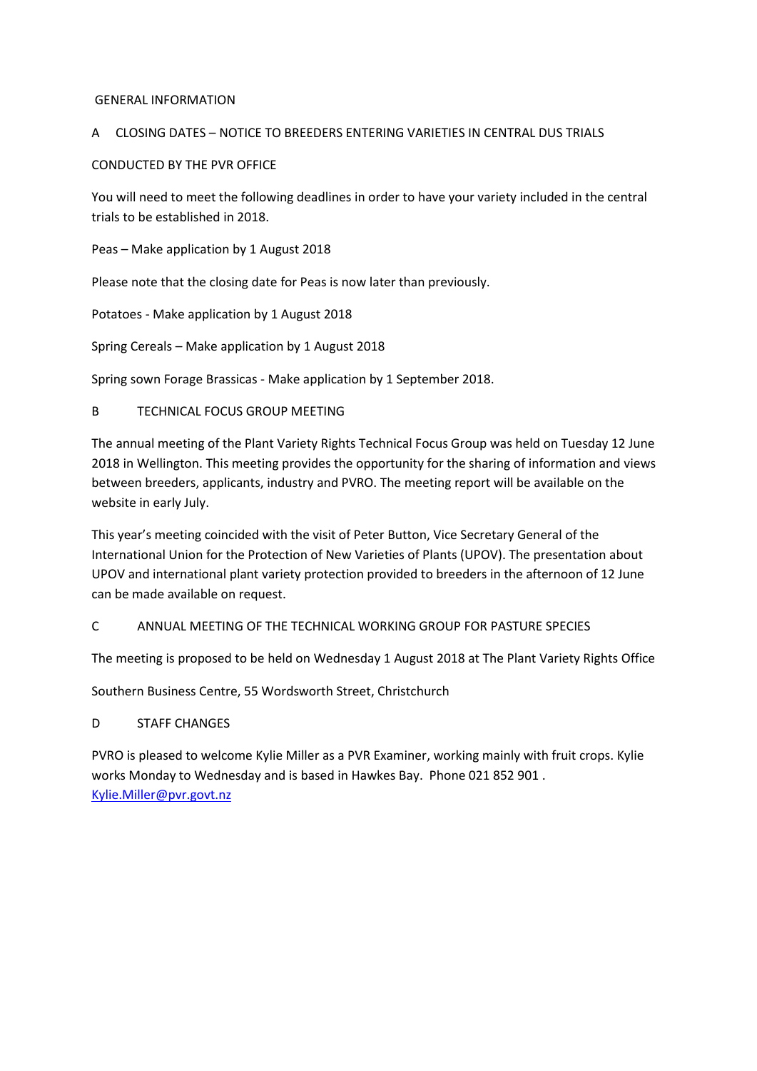## GENERAL INFORMATION

### A CLOSING DATES – NOTICE TO BREEDERS ENTERING VARIETIES IN CENTRAL DUS TRIALS CONDUCTED BY THE PVR OFFICE

You will need to meet the following deadlines in order to have your variety included in the central trials to be established in 2018.

Peas – Make application by 1 August 2018

Please note that the closing date for Peas is now later than previously.

Potatoes - Make application by 1 August 2018

Spring Cereals – Make application by 1 August 2018

Spring sown Forage Brassicas - Make application by 1 September 2018.

### B TECHNICAL FOCUS GROUP MEETING

The annual meeting of the Plant Variety Rights Technical Focus Group was held on Tuesday 12 June 2018 in Wellington. This meeting provides the opportunity for the sharing of information and views between breeders, applicants, industry and PVRO. The meeting report will be available on the website in early July.

This year's meeting coincided with the visit of Peter Button, Vice Secretary General of the International Union for the Protection of New Varieties of Plants (UPOV). The presentation about UPOV and international plant variety protection provided to breeders in the afternoon of 12 June can be made available on request.

### C ANNUAL MEETING OF THE TECHNICAL WORKING GROUP FOR PASTURE SPECIES

The meeting is proposed to be held on Wednesday 1 August 2018 at The Plant Variety Rights Office

Southern Business Centre, 55 Wordsworth Street, Christchurch

### D STAFF CHANGES

PVRO is pleased to welcome Kylie Miller as a PVR Examiner, working mainly with fruit crops. Kylie works Monday to Wednesday and is based in Hawkes Bay. Phone 021 852 901 . Kylie.Miller@pvr.govt.nz